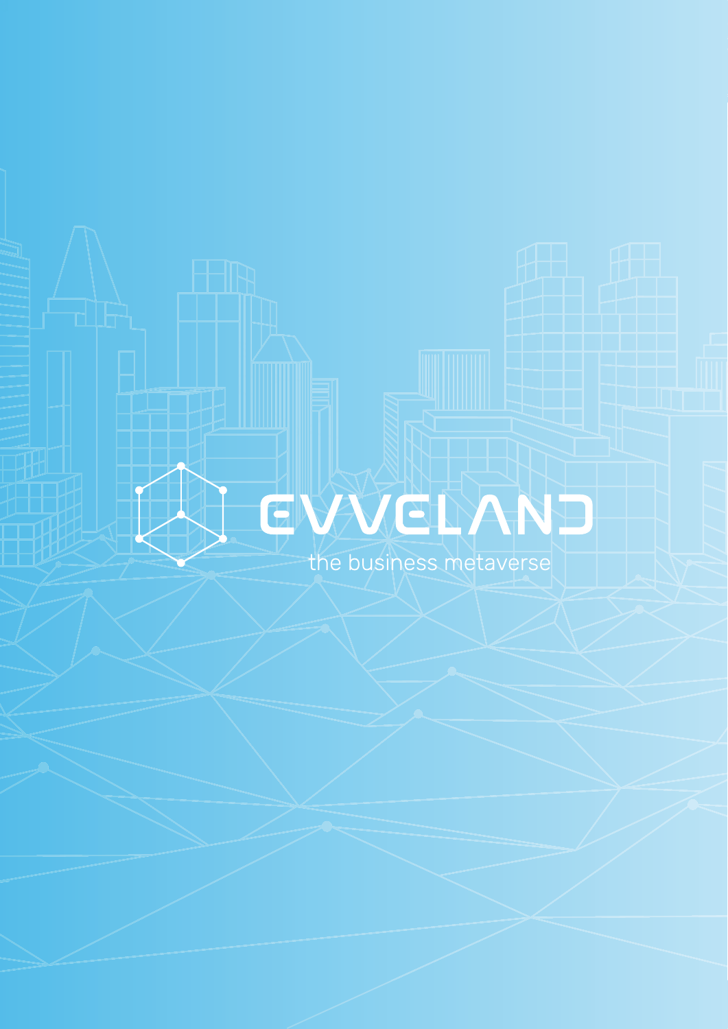# EVVELAND

the business metaverse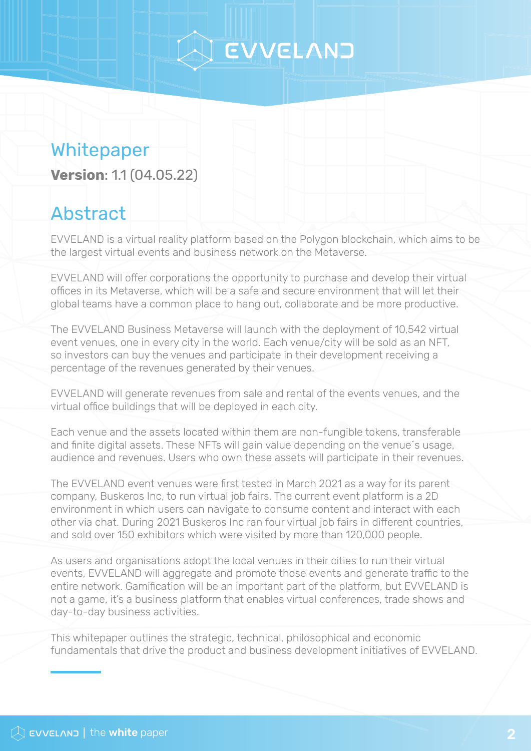# Whitepaper

**Version**: 1.1 (04.05.22)

## Abstract

EVVELAND is a virtual reality platform based on the Polygon blockchain, which aims to be the largest virtual events and business network on the Metaverse.

EVVELAND will offer corporations the opportunity to purchase and develop their virtual offices in its Metaverse, which will be a safe and secure environment that will let their global teams have a common place to hang out, collaborate and be more productive.

The EVVELAND Business Metaverse will launch with the deployment of 10,542 virtual event venues, one in every city in the world. Each venue/city will be sold as an NFT, so investors can buy the venues and participate in their development receiving a percentage of the revenues generated by their venues.

EVVELAND will generate revenues from sale and rental of the events venues, and the virtual office buildings that will be deployed in each city.

Each venue and the assets located within them are non-fungible tokens, transferable and finite digital assets. These NFTs will gain value depending on the venue´s usage, audience and revenues. Users who own these assets will participate in their revenues.

The EVVELAND event venues were first tested in March 2021 as a way for its parent company, Buskeros Inc, to run virtual job fairs. The current event platform is a 2D environment in which users can navigate to consume content and interact with each other via chat. During 2021 Buskeros Inc ran four virtual job fairs in different countries, and sold over 150 exhibitors which were visited by more than 120,000 people.

As users and organisations adopt the local venues in their cities to run their virtual events, EVVELAND will aggregate and promote those events and generate traffic to the entire network. Gamification will be an important part of the platform, but EVVELAND is not a game, it's a business platform that enables virtual conferences, trade shows and day-to-day business activities.

This whitepaper outlines the strategic, technical, philosophical and economic fundamentals that drive the product and business development initiatives of EVVELAND.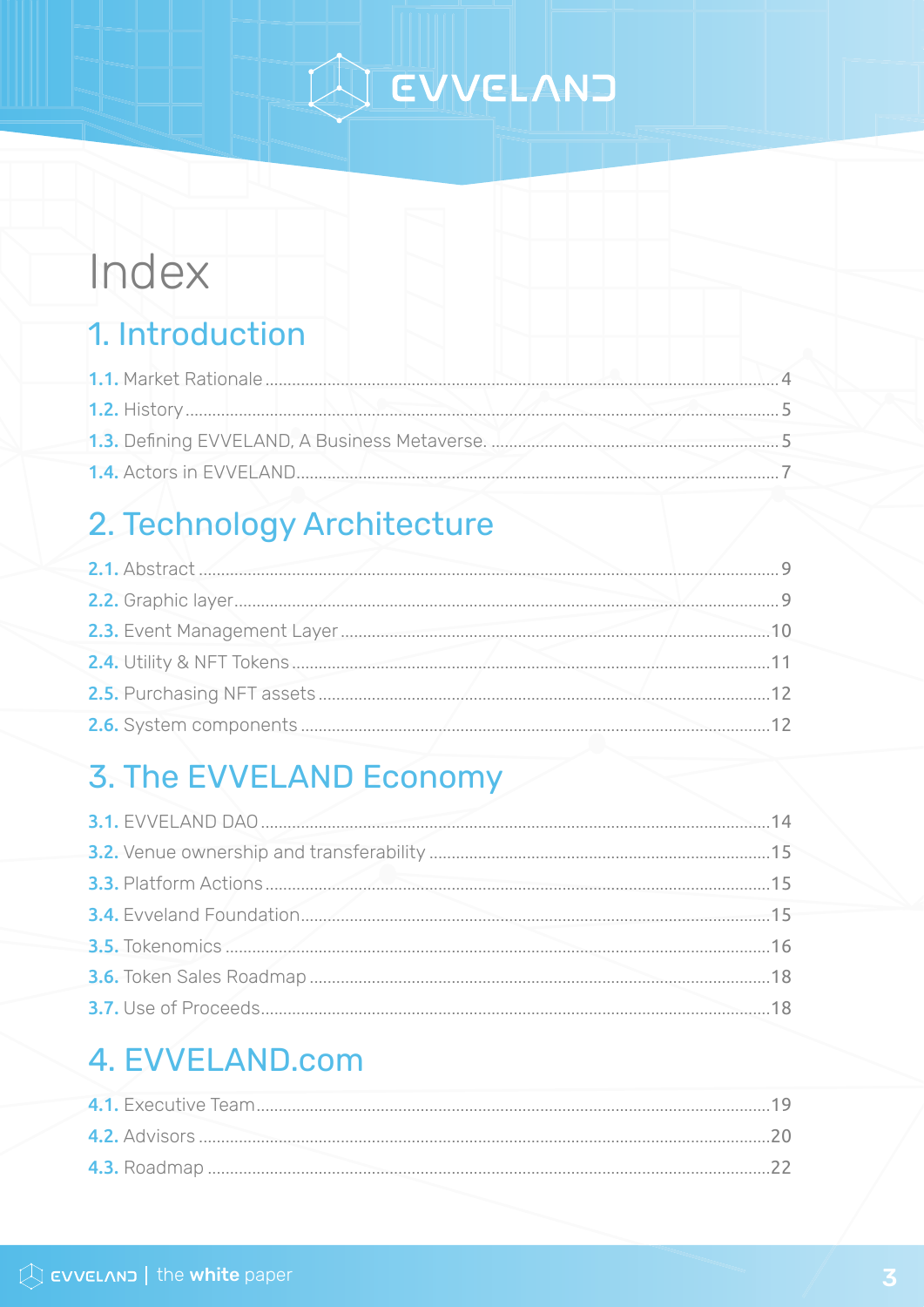# Index

## 1. Introduction

**1.1.** Market Rationale .......... 4
**1.2.** History .......... 5
**1.3.** Defining EVVELAND, A Business Metaverse. .......... 5
**1.4.** Actors in EVVELAND .......... 7

## 2. Technology Architecture

**2.1.** Abstract .......... 9
**2.2.** Graphic layer .......... 9
**2.3.** Event Management Layer .......... 10
**2.4.** Utility & NFT Tokens .......... 11
**2.5.** Purchasing NFT assets .......... 12
**2.6.** System components .......... 12

## 3. The EVVELAND Economy

**3.1.** EVVELAND DAO .......... 14
**3.2.** Venue ownership and transferability .......... 15
**3.3.** Platform Actions .......... 15
**3.4.** Evveland Foundation .......... 15
**3.5.** Tokenomics .......... 16
**3.6.** Token Sales Roadmap .......... 18
**3.7.** Use of Proceeds .......... 18

## 4. EVVELAND.com

**4.1.** Executive Team .......... 19
**4.2.** Advisors .......... 20
**4.3.** Roadmap .......... 22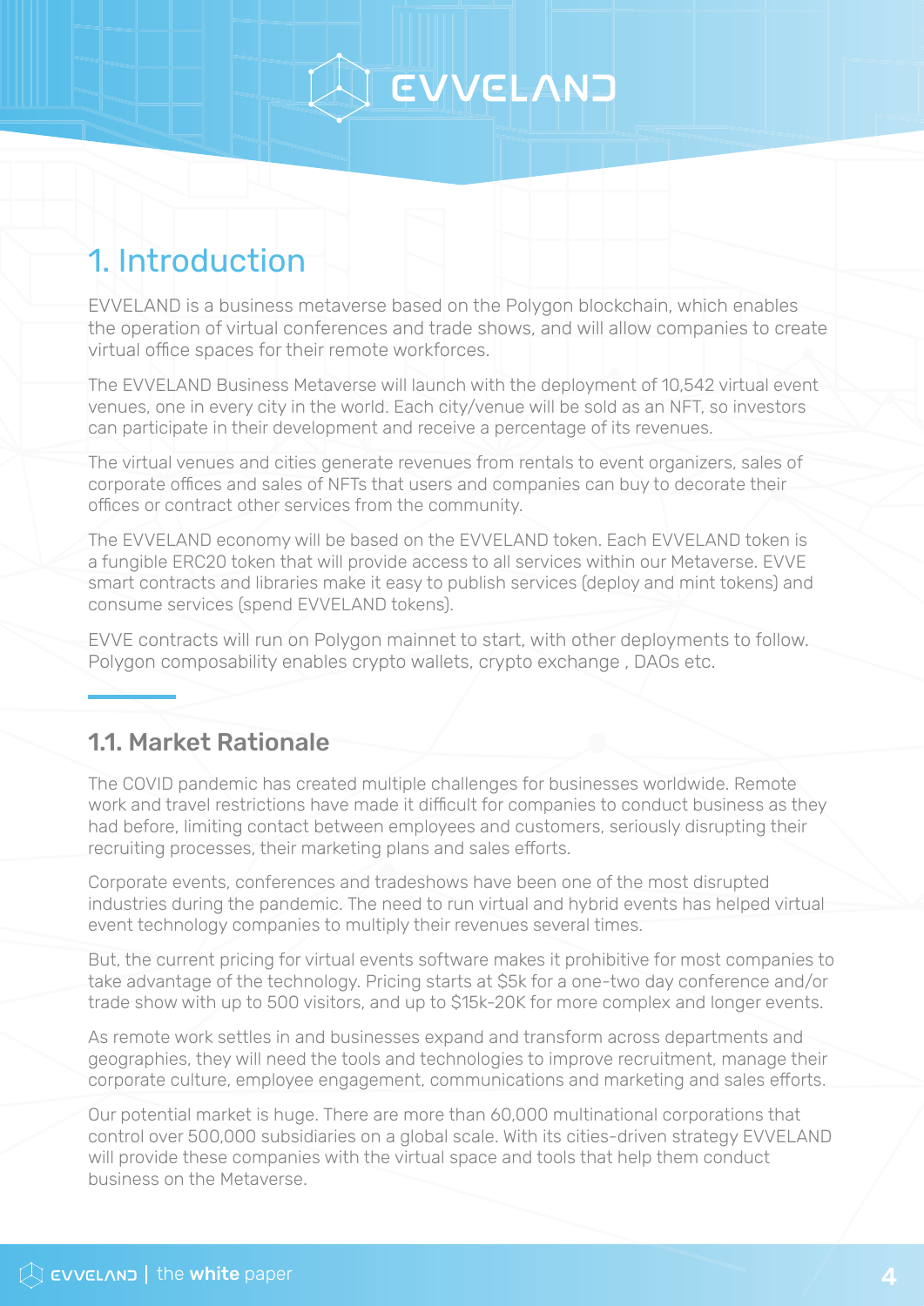# 1. Introduction

EVVELAND is a business metaverse based on the Polygon blockchain, which enables the operation of virtual conferences and trade shows, and will allow companies to create virtual office spaces for their remote workforces.

The EVVELAND Business Metaverse will launch with the deployment of 10,542 virtual event venues, one in every city in the world. Each city/venue will be sold as an NFT, so investors can participate in their development and receive a percentage of its revenues.

The virtual venues and cities generate revenues from rentals to event organizers, sales of corporate offices and sales of NFTs that users and companies can buy to decorate their offices or contract other services from the community.

The EVVELAND economy will be based on the EVVELAND token. Each EVVELAND token is a fungible ERC20 token that will provide access to all services within our Metaverse. EVVE smart contracts and libraries make it easy to publish services (deploy and mint tokens) and consume services (spend EVVELAND tokens).

EVVE contracts will run on Polygon mainnet to start, with other deployments to follow. Polygon composability enables crypto wallets, crypto exchange , DAOs etc.

## 1.1. Market Rationale

The COVID pandemic has created multiple challenges for businesses worldwide. Remote work and travel restrictions have made it difficult for companies to conduct business as they had before, limiting contact between employees and customers, seriously disrupting their recruiting processes, their marketing plans and sales efforts.

Corporate events, conferences and tradeshows have been one of the most disrupted industries during the pandemic. The need to run virtual and hybrid events has helped virtual event technology companies to multiply their revenues several times.

But, the current pricing for virtual events software makes it prohibitive for most companies to take advantage of the technology. Pricing starts at $5k for a one-two day conference and/or trade show with up to 500 visitors, and up to $15k-20K for more complex and longer events.

As remote work settles in and businesses expand and transform across departments and geographies, they will need the tools and technologies to improve recruitment, manage their corporate culture, employee engagement, communications and marketing and sales efforts.

Our potential market is huge. There are more than 60,000 multinational corporations that control over 500,000 subsidiaries on a global scale. With its cities-driven strategy EVVELAND will provide these companies with the virtual space and tools that help them conduct business on the Metaverse.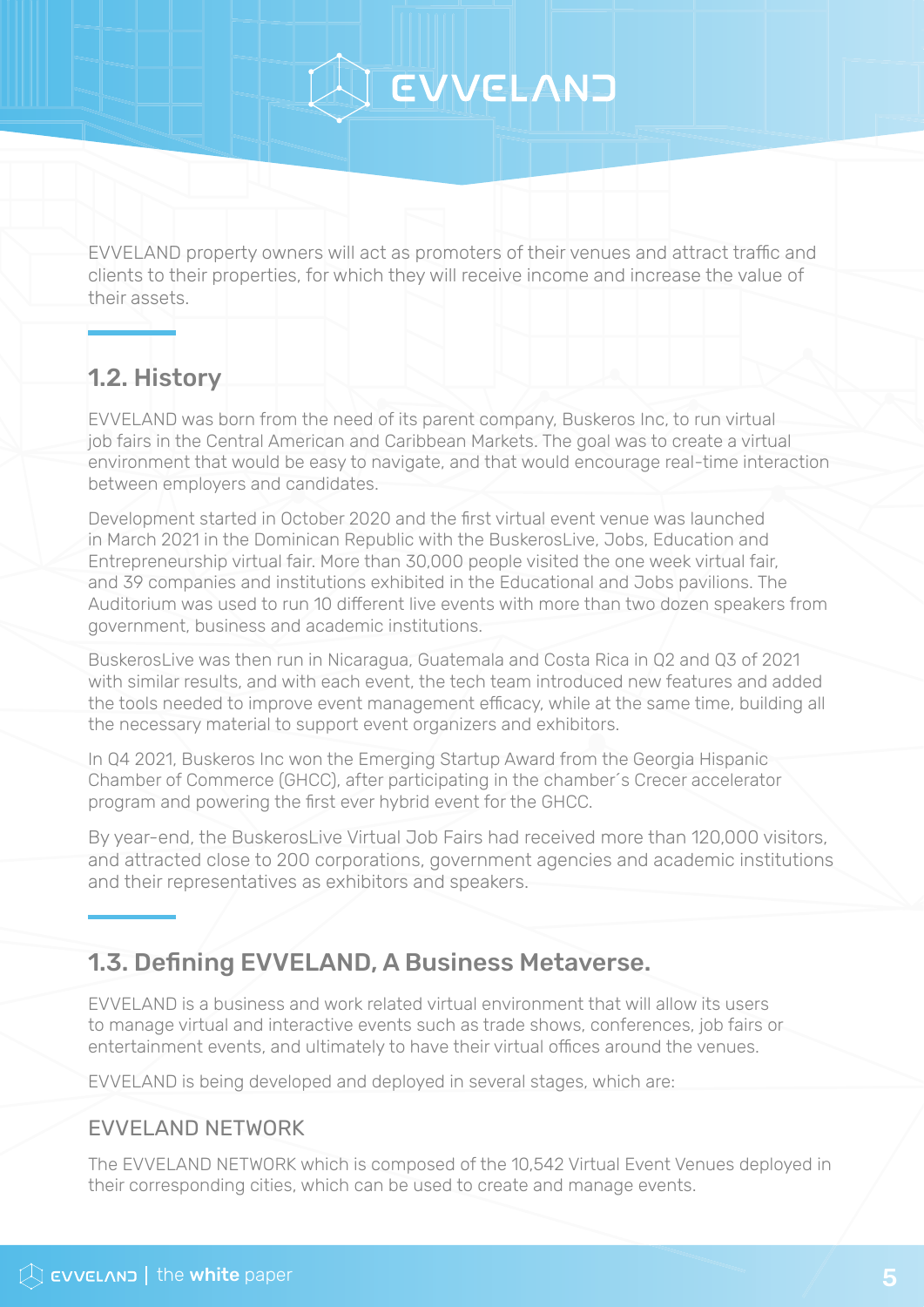EVVELAND property owners will act as promoters of their venues and attract traffic and clients to their properties, for which they will receive income and increase the value of their assets.

## 1.2. History

EVVELAND was born from the need of its parent company, Buskeros Inc, to run virtual job fairs in the Central American and Caribbean Markets. The goal was to create a virtual environment that would be easy to navigate, and that would encourage real-time interaction between employers and candidates.

Development started in October 2020 and the first virtual event venue was launched in March 2021 in the Dominican Republic with the BuskerosLive, Jobs, Education and Entrepreneurship virtual fair. More than 30,000 people visited the one week virtual fair, and 39 companies and institutions exhibited in the Educational and Jobs pavilions. The Auditorium was used to run 10 different live events with more than two dozen speakers from government, business and academic institutions.

BuskerosLive was then run in Nicaragua, Guatemala and Costa Rica in Q2 and Q3 of 2021 with similar results, and with each event, the tech team introduced new features and added the tools needed to improve event management efficacy, while at the same time, building all the necessary material to support event organizers and exhibitors.

In Q4 2021, Buskeros Inc won the Emerging Startup Award from the Georgia Hispanic Chamber of Commerce (GHCC), after participating in the chamber´s Crecer accelerator program and powering the first ever hybrid event for the GHCC.

By year-end, the BuskerosLive Virtual Job Fairs had received more than 120,000 visitors, and attracted close to 200 corporations, government agencies and academic institutions and their representatives as exhibitors and speakers.

## 1.3. Defining EVVELAND, A Business Metaverse.

EVVELAND is a business and work related virtual environment that will allow its users to manage virtual and interactive events such as trade shows, conferences, job fairs or entertainment events, and ultimately to have their virtual offices around the venues.

EVVELAND is being developed and deployed in several stages, which are:

### EVVELAND NETWORK

The EVVELAND NETWORK which is composed of the 10,542 Virtual Event Venues deployed in their corresponding cities, which can be used to create and manage events.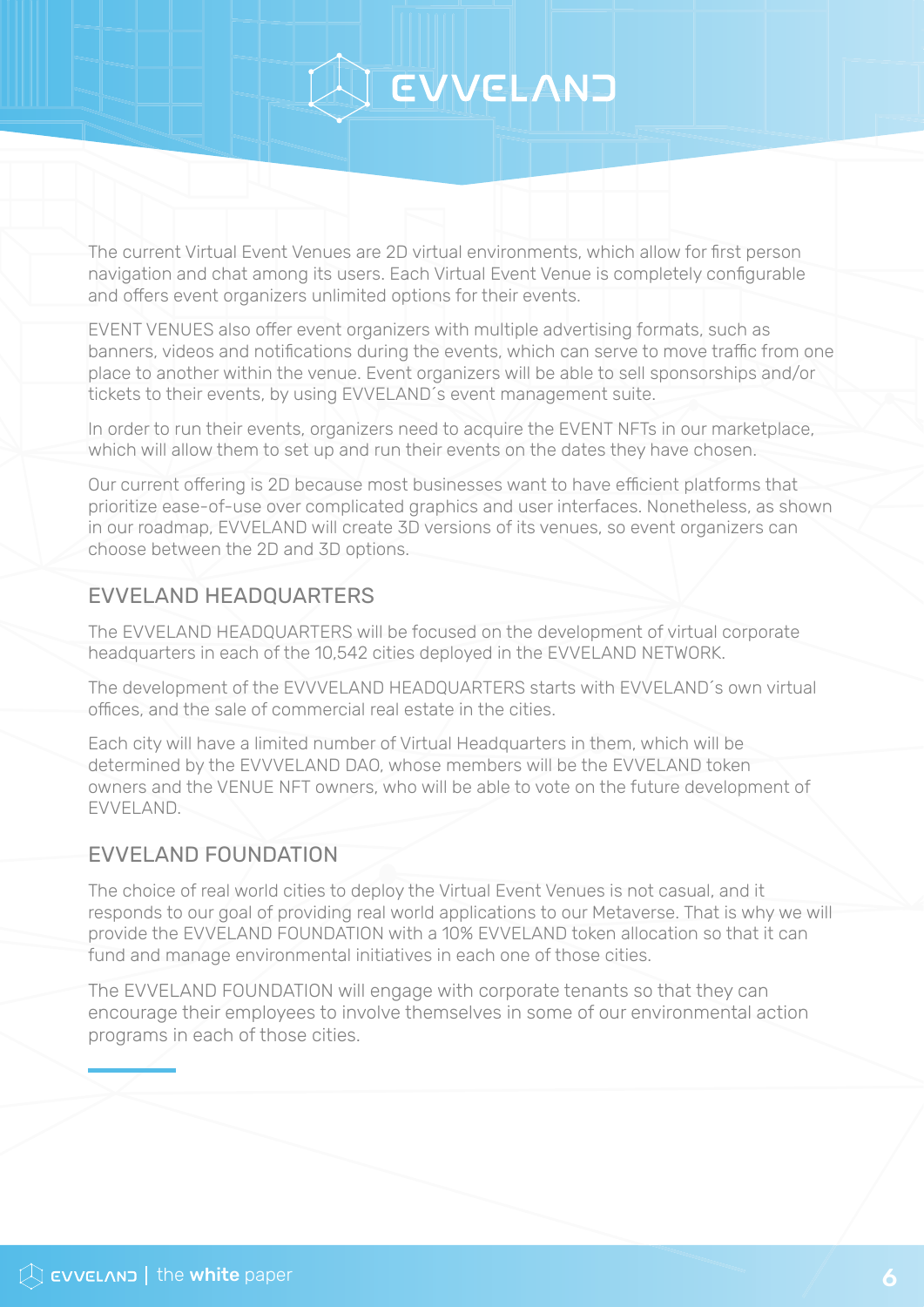The current Virtual Event Venues are 2D virtual environments, which allow for first person navigation and chat among its users. Each Virtual Event Venue is completely configurable and offers event organizers unlimited options for their events.

EVENT VENUES also offer event organizers with multiple advertising formats, such as banners, videos and notifications during the events, which can serve to move traffic from one place to another within the venue. Event organizers will be able to sell sponsorships and/or tickets to their events, by using EVVELAND´s event management suite.

In order to run their events, organizers need to acquire the EVENT NFTs in our marketplace, which will allow them to set up and run their events on the dates they have chosen.

Our current offering is 2D because most businesses want to have efficient platforms that prioritize ease-of-use over complicated graphics and user interfaces. Nonetheless, as shown in our roadmap, EVVELAND will create 3D versions of its venues, so event organizers can choose between the 2D and 3D options.

## EVVELAND HEADQUARTERS

The EVVELAND HEADQUARTERS will be focused on the development of virtual corporate headquarters in each of the 10,542 cities deployed in the EVVELAND NETWORK.

The development of the EVVELAND HEADQUARTERS starts with EVVELAND´s own virtual offices, and the sale of commercial real estate in the cities.

Each city will have a limited number of Virtual Headquarters in them, which will be determined by the EVVELAND DAO, whose members will be the EVVELAND token owners and the VENUE NFT owners, who will be able to vote on the future development of EVVELAND.

## EVVELAND FOUNDATION

The choice of real world cities to deploy the Virtual Event Venues is not casual, and it responds to our goal of providing real world applications to our Metaverse. That is why we will provide the EVVELAND FOUNDATION with a 10% EVVELAND token allocation so that it can fund and manage environmental initiatives in each one of those cities.

The EVVELAND FOUNDATION will engage with corporate tenants so that they can encourage their employees to involve themselves in some of our environmental action programs in each of those cities.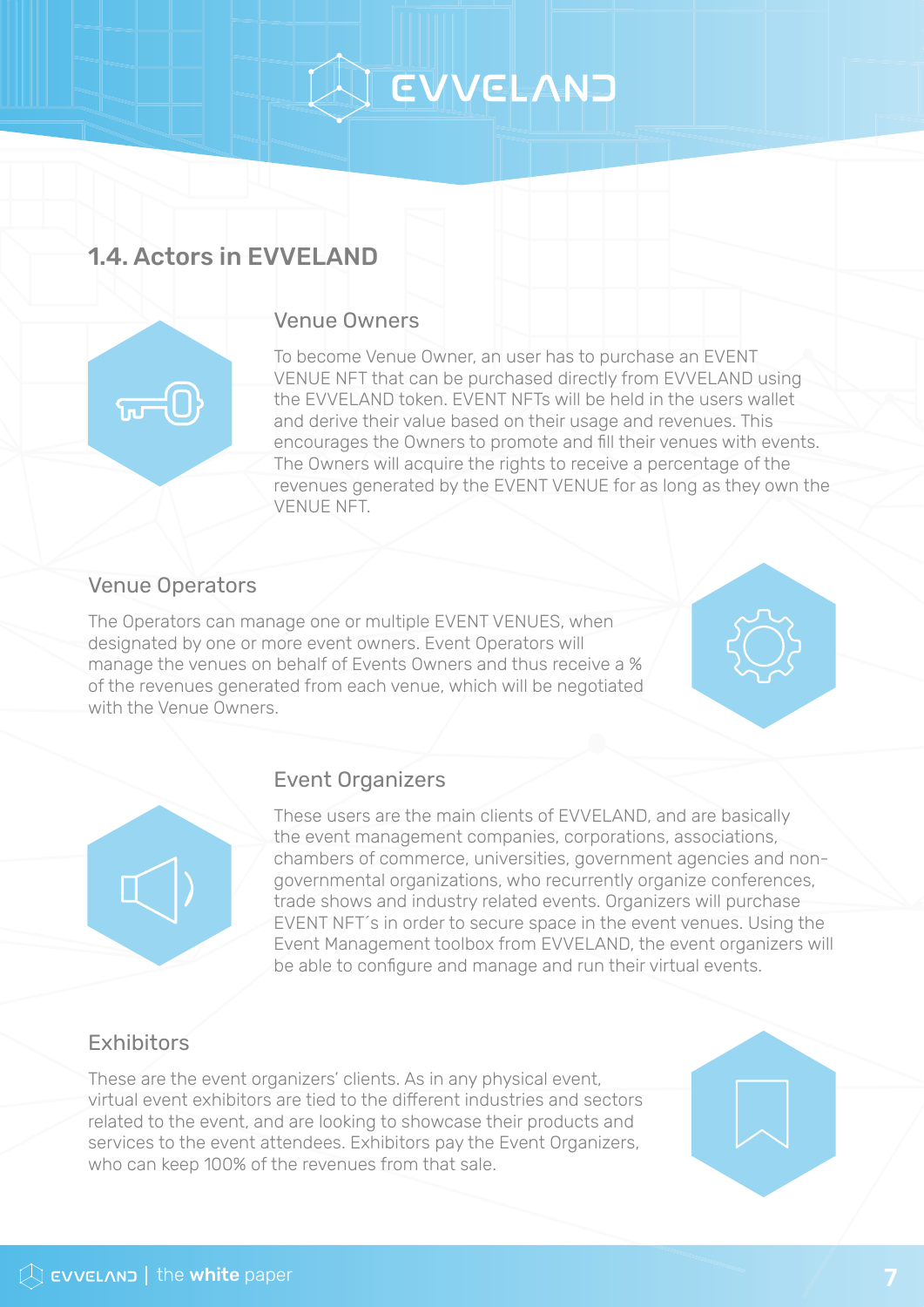## 1.4. Actors in EVVELAND

### Venue Owners

To become Venue Owner, an user has to purchase an EVENT VENUE NFT that can be purchased directly from EVVELAND using the EVVELAND token. EVENT NFTs will be held in the users wallet and derive their value based on their usage and revenues. This encourages the Owners to promote and fill their venues with events. The Owners will acquire the rights to receive a percentage of the revenues generated by the EVENT VENUE for as long as they own the VENUE NFT.

### Venue Operators

The Operators can manage one or multiple EVENT VENUES, when designated by one or more event owners. Event Operators will manage the venues on behalf of Events Owners and thus receive a % of the revenues generated from each venue, which will be negotiated with the Venue Owners.

### Event Organizers

These users are the main clients of EVVELAND, and are basically the event management companies, corporations, associations, chambers of commerce, universities, government agencies and non-governmental organizations, who recurrently organize conferences, trade shows and industry related events. Organizers will purchase EVENT NFT´s in order to secure space in the event venues. Using the Event Management toolbox from EVVELAND, the event organizers will be able to configure and manage and run their virtual events.

### Exhibitors

These are the event organizers' clients. As in any physical event, virtual event exhibitors are tied to the different industries and sectors related to the event, and are looking to showcase their products and services to the event attendees. Exhibitors pay the Event Organizers, who can keep 100% of the revenues from that sale.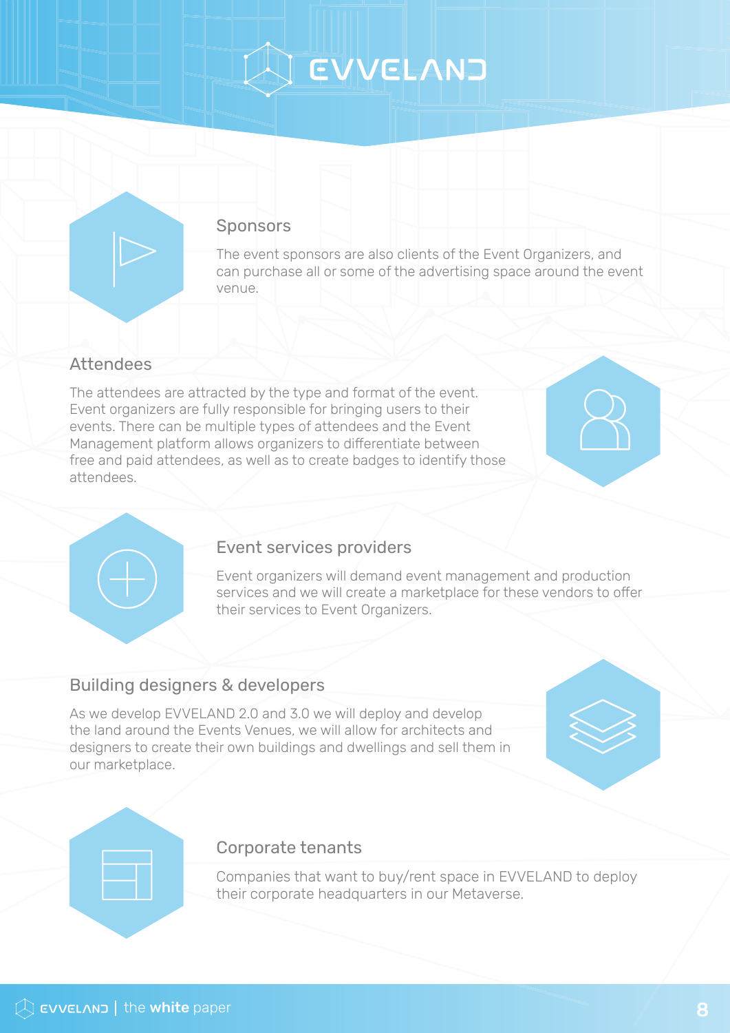## Sponsors

The event sponsors are also clients of the Event Organizers, and can purchase all or some of the advertising space around the event venue.

## Attendees

The attendees are attracted by the type and format of the event. Event organizers are fully responsible for bringing users to their events. There can be multiple types of attendees and the Event Management platform allows organizers to differentiate between free and paid attendees, as well as to create badges to identify those attendees.

## Event services providers

Event organizers will demand event management and production services and we will create a marketplace for these vendors to offer their services to Event Organizers.

## Building designers & developers

As we develop EVVELAND 2.0 and 3.0 we will deploy and develop the land around the Events Venues, we will allow for architects and designers to create their own buildings and dwellings and sell them in our marketplace.

## Corporate tenants

Companies that want to buy/rent space in EVVELAND to deploy their corporate headquarters in our Metaverse.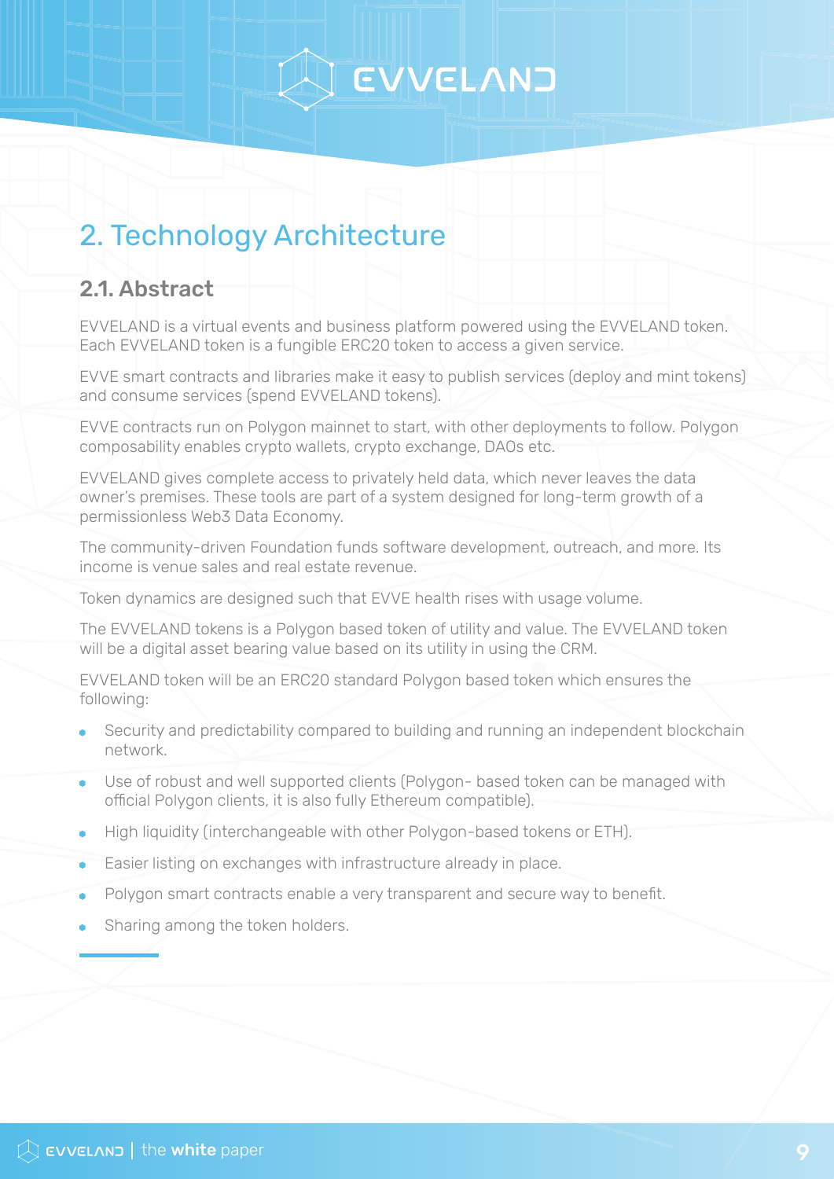# 2. Technology Architecture

## 2.1. Abstract

EVVELAND is a virtual events and business platform powered using the EVVELAND token. Each EVVELAND token is a fungible ERC20 token to access a given service.

EVVE smart contracts and libraries make it easy to publish services (deploy and mint tokens) and consume services (spend EVVELAND tokens).

EVVE contracts run on Polygon mainnet to start, with other deployments to follow. Polygon composability enables crypto wallets, crypto exchange, DAOs etc.

EVVELAND gives complete access to privately held data, which never leaves the data owner's premises. These tools are part of a system designed for long-term growth of a permissionless Web3 Data Economy.

The community-driven Foundation funds software development, outreach, and more. Its income is venue sales and real estate revenue.

Token dynamics are designed such that EVVE health rises with usage volume.

The EVVELAND tokens is a Polygon based token of utility and value. The EVVELAND token will be a digital asset bearing value based on its utility in using the CRM.

EVVELAND token will be an ERC20 standard Polygon based token which ensures the following:

- Security and predictability compared to building and running an independent blockchain network.
- Use of robust and well supported clients (Polygon- based token can be managed with official Polygon clients, it is also fully Ethereum compatible).
- High liquidity (interchangeable with other Polygon-based tokens or ETH).
- Easier listing on exchanges with infrastructure already in place.
- Polygon smart contracts enable a very transparent and secure way to benefit.
- Sharing among the token holders.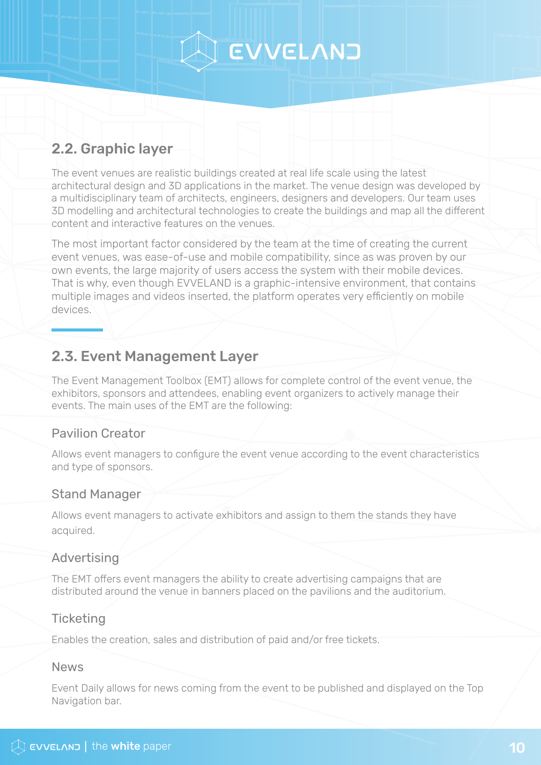## 2.2. Graphic layer

The event venues are realistic buildings created at real life scale using the latest architectural design and 3D applications in the market. The venue design was developed by a multidisciplinary team of architects, engineers, designers and developers. Our team uses 3D modelling and architectural technologies to create the buildings and map all the different content and interactive features on the venues.

The most important factor considered by the team at the time of creating the current event venues, was ease-of-use and mobile compatibility, since as was proven by our own events, the large majority of users access the system with their mobile devices. That is why, even though EVVELAND is a graphic-intensive environment, that contains multiple images and videos inserted, the platform operates very efficiently on mobile devices.

## 2.3. Event Management Layer

The Event Management Toolbox (EMT) allows for complete control of the event venue, the exhibitors, sponsors and attendees, enabling event organizers to actively manage their events. The main uses of the EMT are the following:

### Pavilion Creator

Allows event managers to configure the event venue according to the event characteristics and type of sponsors.

### Stand Manager

Allows event managers to activate exhibitors and assign to them the stands they have acquired.

### Advertising

The EMT offers event managers the ability to create advertising campaigns that are distributed around the venue in banners placed on the pavilions and the auditorium.

### Ticketing

Enables the creation, sales and distribution of paid and/or free tickets.

### News

Event Daily allows for news coming from the event to be published and displayed on the Top Navigation bar.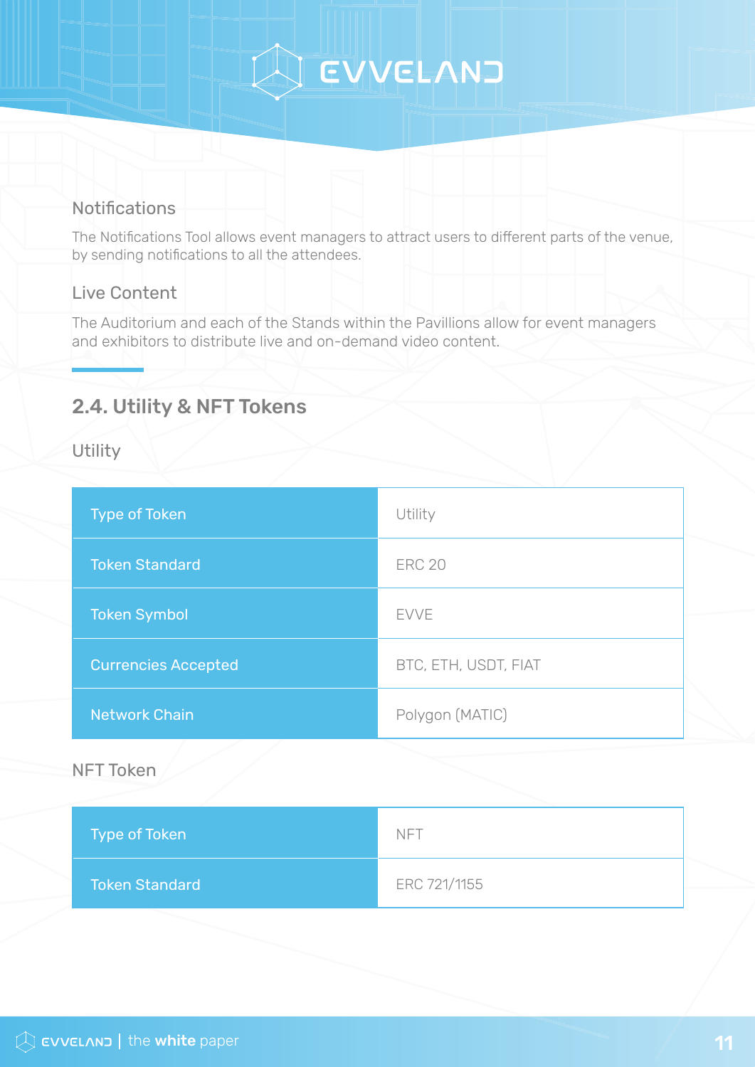### Notifications

The Notifications Tool allows event managers to attract users to different parts of the venue, by sending notifications to all the attendees.

### Live Content

The Auditorium and each of the Stands within the Pavillions allow for event managers and exhibitors to distribute live and on-demand video content.

## 2.4. Utility & NFT Tokens

### Utility

| Type of Token | Utility |
|---|---|
| Token Standard | ERC 20 |
| Token Symbol | EVVE |
| Currencies Accepted | BTC, ETH, USDT, FIAT |
| Network Chain | Polygon (MATIC) |

### NFT Token

| Type of Token | NFT |
|---|---|
| Token Standard | ERC 721/1155 |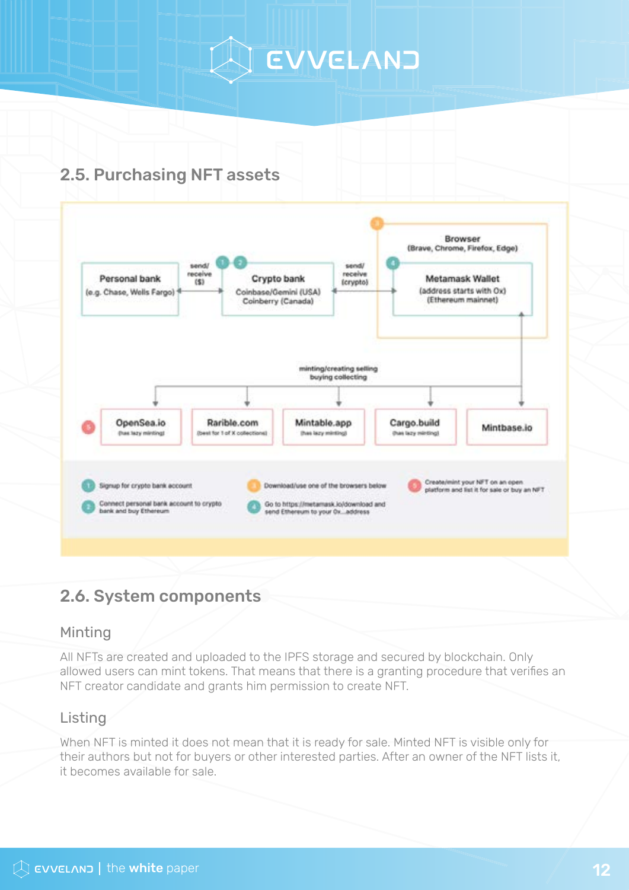## 2.5. Purchasing NFT assets

Personal bank (e.g. Chase, Wells Fargo)

send/ receive ($)

Crypto bank Coinbase/Gemini (USA) Coinberry (Canada)

send/ receive (crypto)

Browser (Brave, Chrome, Firefox, Edge)

Metamask Wallet (address starts with 0x) (Ethereum mainnet)

minting/creating selling buying collecting

OpenSea.io (has lazy minting)

Rarible.com (best for 1 of X collections)

Mintable.app (has lazy minting)

Cargo.build (has lazy minting)

Mintbase.io

1. Signup for crypto bank account
2. Connect personal bank account to crypto bank and buy Ethereum
3. Download/use one of the browsers below
4. Go to https://metamask.io/download and send Ethereum to your 0x...address
5. Create/mint your NFT on an open platform and list it for sale or buy an NFT

## 2.6. System components

### Minting

All NFTs are created and uploaded to the IPFS storage and secured by blockchain. Only allowed users can mint tokens. That means that there is a granting procedure that verifies an NFT creator candidate and grants him permission to create NFT.

### Listing

When NFT is minted it does not mean that it is ready for sale. Minted NFT is visible only for their authors but not for buyers or other interested parties. After an owner of the NFT lists it, it becomes available for sale.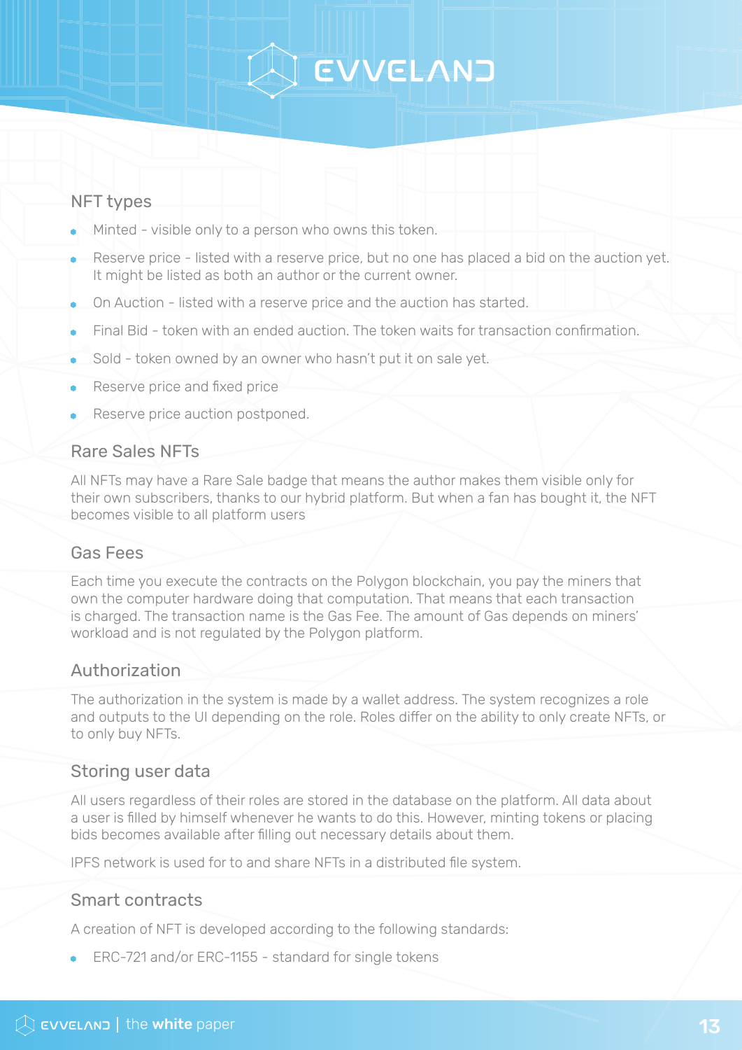## NFT types

- Minted - visible only to a person who owns this token.
- Reserve price - listed with a reserve price, but no one has placed a bid on the auction yet. It might be listed as both an author or the current owner.
- On Auction - listed with a reserve price and the auction has started.
- Final Bid - token with an ended auction. The token waits for transaction confirmation.
- Sold - token owned by an owner who hasn't put it on sale yet.
- Reserve price and fixed price
- Reserve price auction postponed.

## Rare Sales NFTs

All NFTs may have a Rare Sale badge that means the author makes them visible only for their own subscribers, thanks to our hybrid platform. But when a fan has bought it, the NFT becomes visible to all platform users

## Gas Fees

Each time you execute the contracts on the Polygon blockchain, you pay the miners that own the computer hardware doing that computation. That means that each transaction is charged. The transaction name is the Gas Fee. The amount of Gas depends on miners' workload and is not regulated by the Polygon platform.

## Authorization

The authorization in the system is made by a wallet address. The system recognizes a role and outputs to the UI depending on the role. Roles differ on the ability to only create NFTs, or to only buy NFTs.

## Storing user data

All users regardless of their roles are stored in the database on the platform. All data about a user is filled by himself whenever he wants to do this. However, minting tokens or placing bids becomes available after filling out necessary details about them.

IPFS network is used for to and share NFTs in a distributed file system.

## Smart contracts

A creation of NFT is developed according to the following standards:

- ERC-721 and/or ERC-1155 - standard for single tokens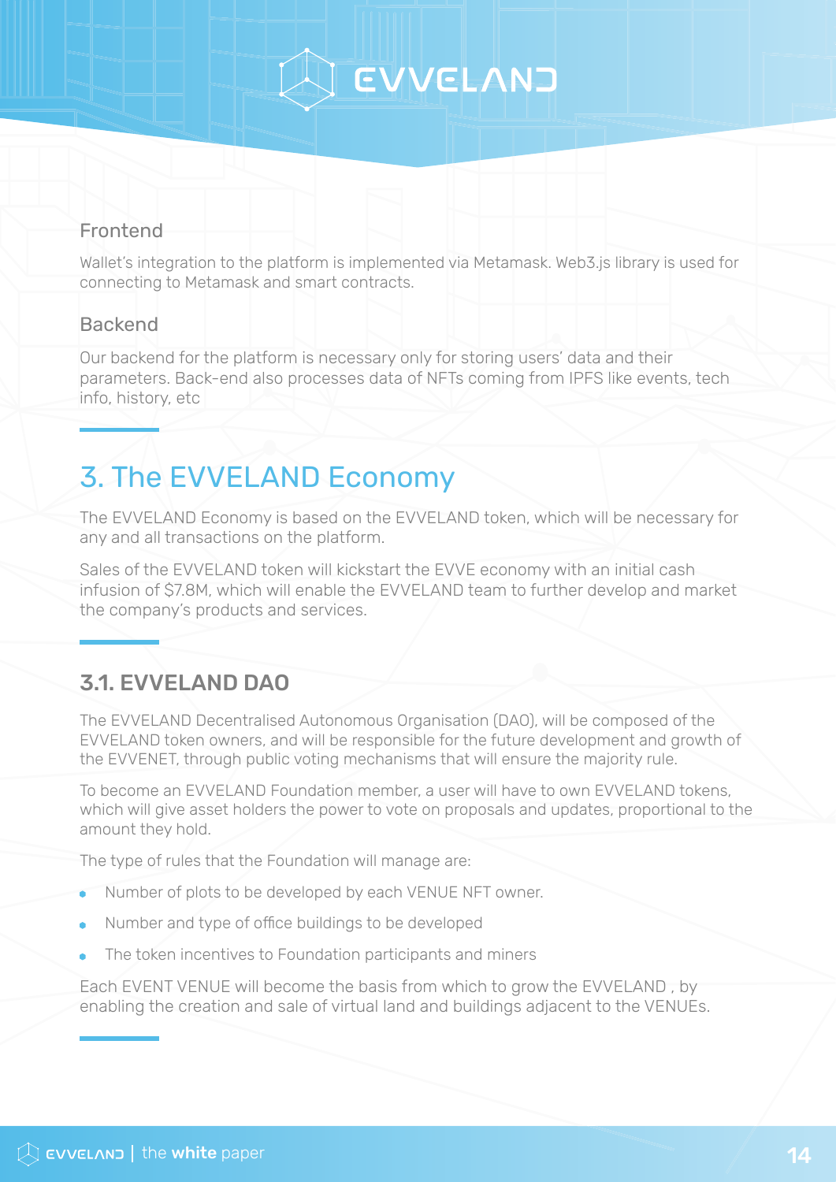### Frontend

Wallet's integration to the platform is implemented via Metamask. Web3.js library is used for connecting to Metamask and smart contracts.

### Backend

Our backend for the platform is necessary only for storing users' data and their parameters. Back-end also processes data of NFTs coming from IPFS like events, tech info, history, etc

# 3. The EVVELAND Economy

The EVVELAND Economy is based on the EVVELAND token, which will be necessary for any and all transactions on the platform.

Sales of the EVVELAND token will kickstart the EVVE economy with an initial cash infusion of $7.8M, which will enable the EVVELAND team to further develop and market the company's products and services.

## 3.1. EVVELAND DAO

The EVVELAND Decentralised Autonomous Organisation (DAO), will be composed of the EVVELAND token owners, and will be responsible for the future development and growth of the EVVENET, through public voting mechanisms that will ensure the majority rule.

To become an EVVELAND Foundation member, a user will have to own EVVELAND tokens, which will give asset holders the power to vote on proposals and updates, proportional to the amount they hold.

The type of rules that the Foundation will manage are:

- Number of plots to be developed by each VENUE NFT owner.
- Number and type of office buildings to be developed
- The token incentives to Foundation participants and miners

Each EVENT VENUE will become the basis from which to grow the EVVELAND , by enabling the creation and sale of virtual land and buildings adjacent to the VENUEs.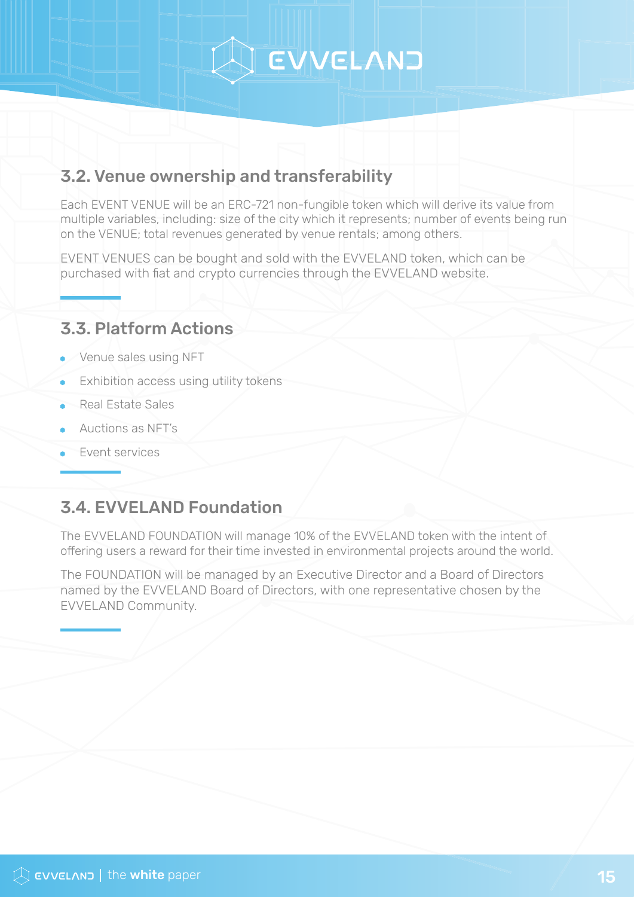## 3.2. Venue ownership and transferability

Each EVENT VENUE will be an ERC-721 non-fungible token which will derive its value from multiple variables, including: size of the city which it represents; number of events being run on the VENUE; total revenues generated by venue rentals; among others.

EVENT VENUES can be bought and sold with the EVVELAND token, which can be purchased with fiat and crypto currencies through the EVVELAND website.

## 3.3. Platform Actions

- Venue sales using NFT
- Exhibition access using utility tokens
- Real Estate Sales
- Auctions as NFT's
- Event services

## 3.4. EVVELAND Foundation

The EVVELAND FOUNDATION will manage 10% of the EVVELAND token with the intent of offering users a reward for their time invested in environmental projects around the world.

The FOUNDATION will be managed by an Executive Director and a Board of Directors named by the EVVELAND Board of Directors, with one representative chosen by the EVVELAND Community.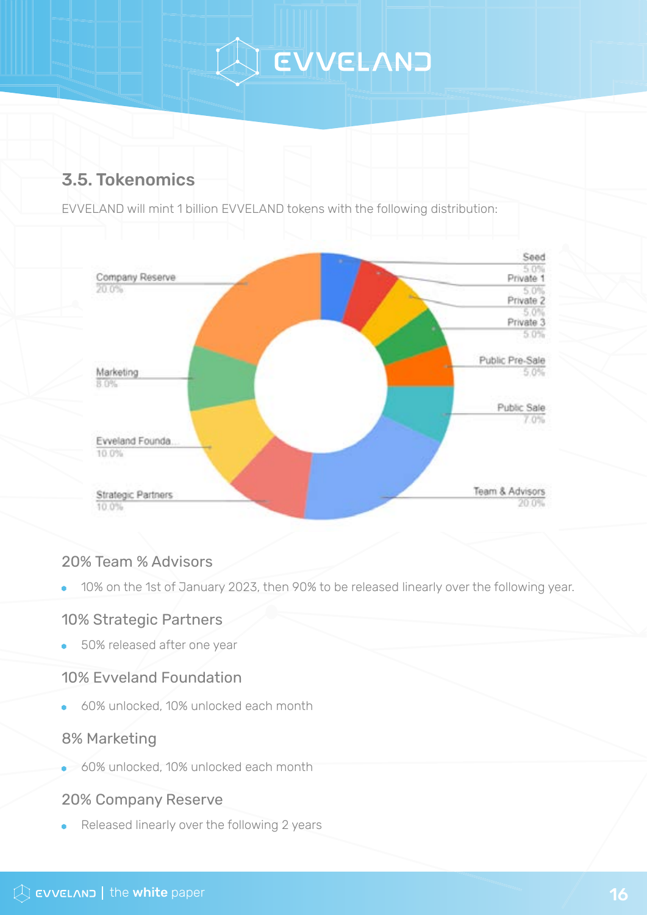## 3.5. Tokenomics

EVVELAND will mint 1 billion EVVELAND tokens with the following distribution:

Seed 5.0%
Private 1 5.0%
Private 2 5.0%
Private 3 5.0%
Public Pre-Sale 5.0%
Public Sale 7.0%
Team & Advisors 20.0%
Strategic Partners 10.0%
Evveland Founda... 10.0%
Marketing 8.0%
Company Reserve 20.0%

### 20% Team % Advisors

- 10% on the 1st of January 2023, then 90% to be released linearly over the following year.

### 10% Strategic Partners

- 50% released after one year

### 10% Evveland Foundation

- 60% unlocked, 10% unlocked each month

### 8% Marketing

- 60% unlocked, 10% unlocked each month

### 20% Company Reserve

- Released linearly over the following 2 years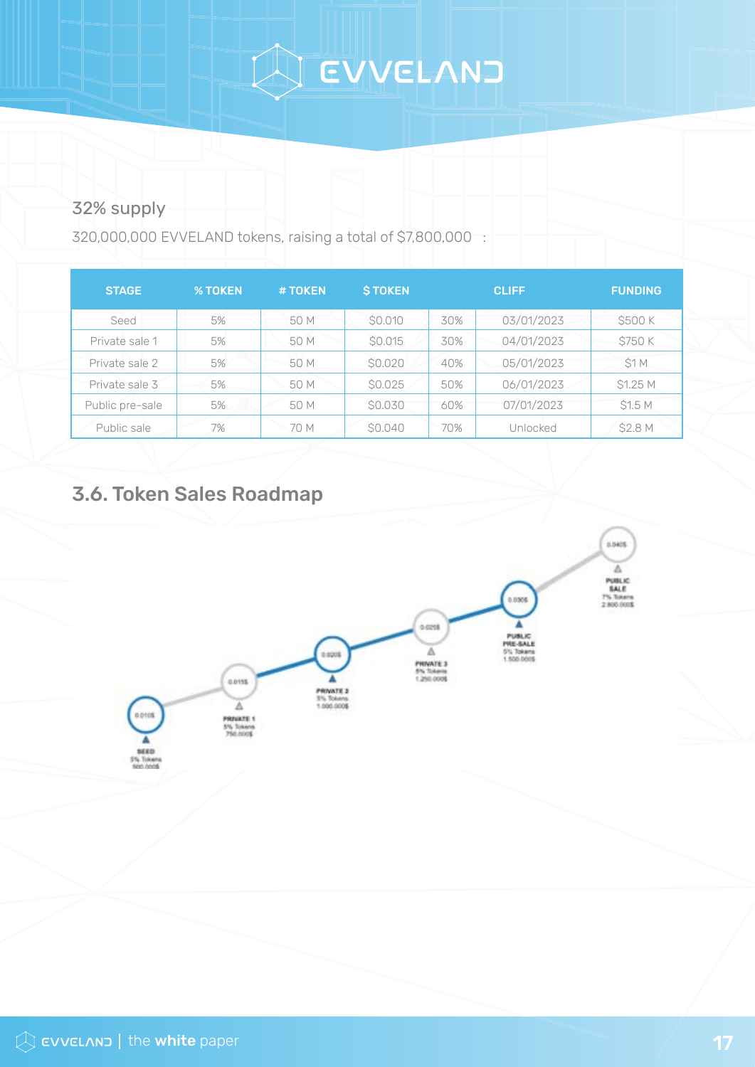32% supply

320,000,000 EVVELAND tokens, raising a total of $7,800,000 :

| STAGE | % TOKEN | # TOKEN | $ TOKEN | CLIFF | | FUNDING |
|---|---|---|---|---|---|---|
| Seed | 5% | 50 M | $0.010 | 30% | 03/01/2023 | $500 K |
| Private sale 1 | 5% | 50 M | $0.015 | 30% | 04/01/2023 | $750 K |
| Private sale 2 | 5% | 50 M | $0.020 | 40% | 05/01/2023 | $1 M |
| Private sale 3 | 5% | 50 M | $0.025 | 50% | 06/01/2023 | $1.25 M |
| Public pre-sale | 5% | 50 M | $0.030 | 60% | 07/01/2023 | $1.5 M |
| Public sale | 7% | 70 M | $0.040 | 70% | Unlocked | $2.8 M |

## 3.6. Token Sales Roadmap

0.010$
SEED
5% Tokens
500.000$

0.015$
PRIVATE 1
5% Tokens
750.000$

0.020$
PRIVATE 2
5% Tokens
1.000.000$

0.025$
PRIVATE 3
5% Tokens
1.250.000$

0.030$
PUBLIC PRE-SALE
5% Tokens
1.500.000$

0.040$
PUBLIC SALE
7% Tokens
2.800.000$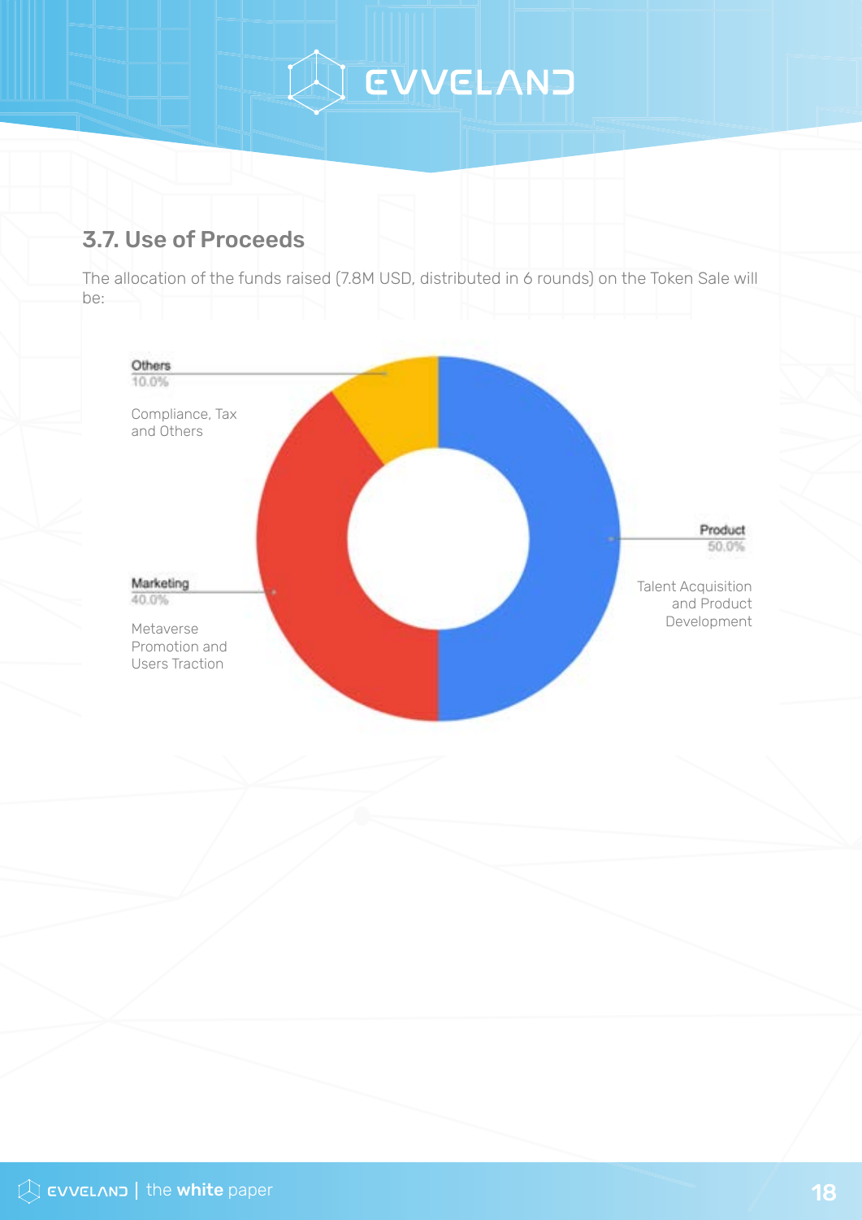## 3.7. Use of Proceeds

The allocation of the funds raised (7.8M USD, distributed in 6 rounds) on the Token Sale will be:

**Others**
10.0%

Compliance, Tax and Others

**Marketing**
40.0%

Metaverse Promotion and Users Traction

**Product**
50.0%

Talent Acquisition and Product Development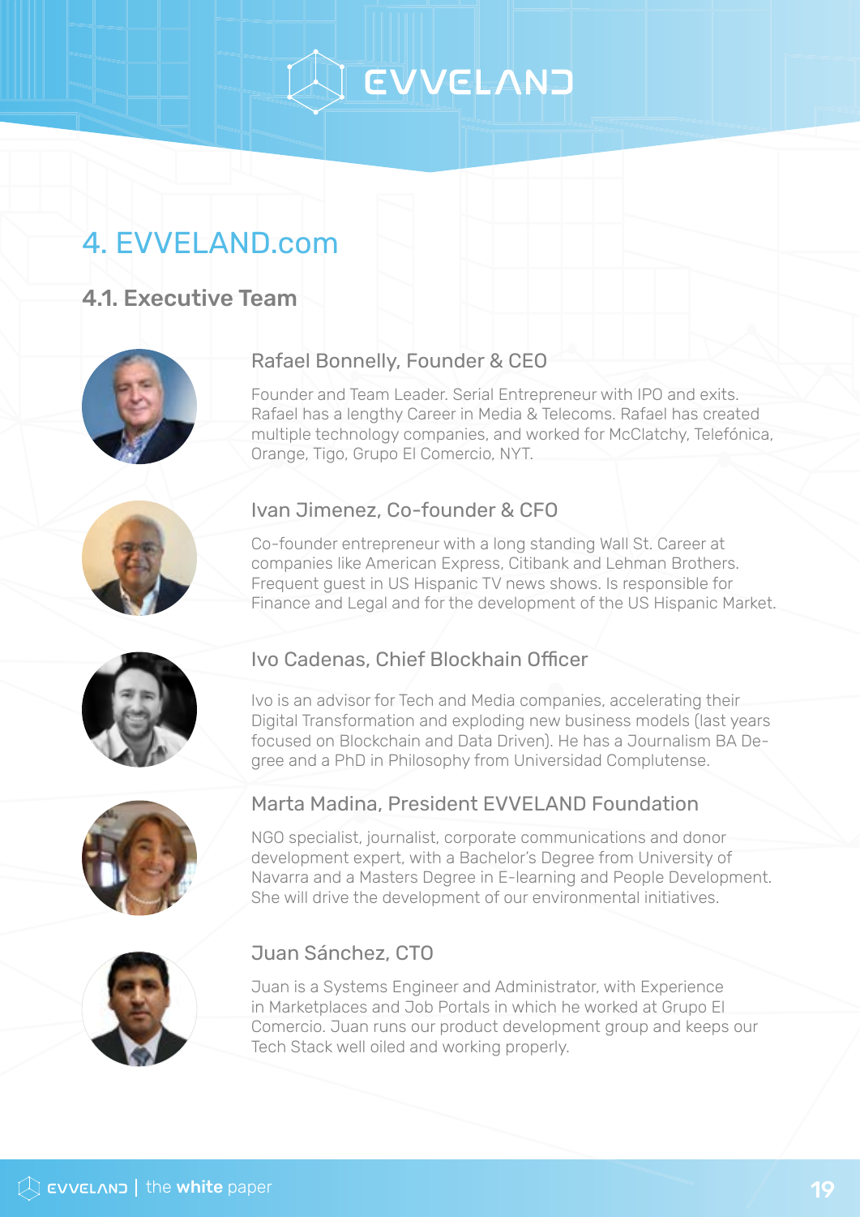## 4. EVVELAND.com

### 4.1. Executive Team

#### Rafael Bonnelly, Founder & CEO

Founder and Team Leader. Serial Entrepreneur with IPO and exits. Rafael has a lengthy Career in Media & Telecoms. Rafael has created multiple technology companies, and worked for McClatchy, Telefónica, Orange, Tigo, Grupo El Comercio, NYT.

#### Ivan Jimenez, Co-founder & CFO

Co-founder entrepreneur with a long standing Wall St. Career at companies like American Express, Citibank and Lehman Brothers. Frequent guest in US Hispanic TV news shows. Is responsible for Finance and Legal and for the development of the US Hispanic Market.

#### Ivo Cadenas, Chief Blockhain Officer

Ivo is an advisor for Tech and Media companies, accelerating their Digital Transformation and exploding new business models (last years focused on Blockchain and Data Driven). He has a Journalism BA Degree and a PhD in Philosophy from Universidad Complutense.

#### Marta Madina, President EVVELAND Foundation

NGO specialist, journalist, corporate communications and donor development expert, with a Bachelor's Degree from University of Navarra and a Masters Degree in E-learning and People Development. She will drive the development of our environmental initiatives.

#### Juan Sánchez, CTO

Juan is a Systems Engineer and Administrator, with Experience in Marketplaces and Job Portals in which he worked at Grupo El Comercio. Juan runs our product development group and keeps our Tech Stack well oiled and working properly.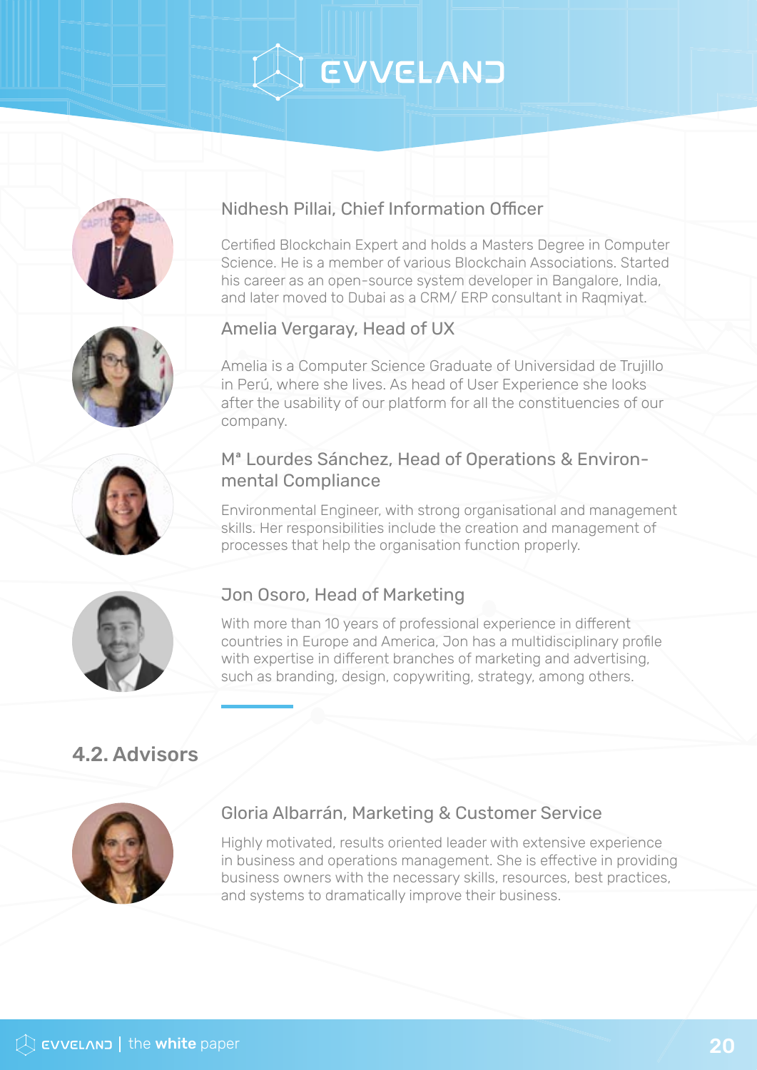### Nidhesh Pillai, Chief Information Officer

Certified Blockchain Expert and holds a Masters Degree in Computer Science. He is a member of various Blockchain Associations. Started his career as an open-source system developer in Bangalore, India, and later moved to Dubai as a CRM/ ERP consultant in Raqmiyat.

### Amelia Vergaray, Head of UX

Amelia is a Computer Science Graduate of Universidad de Trujillo in Perú, where she lives. As head of User Experience she looks after the usability of our platform for all the constituencies of our company.

### Mª Lourdes Sánchez, Head of Operations & Environmental Compliance

Environmental Engineer, with strong organisational and management skills. Her responsibilities include the creation and management of processes that help the organisation function properly.

### Jon Osoro, Head of Marketing

With more than 10 years of professional experience in different countries in Europe and America, Jon has a multidisciplinary profile with expertise in different branches of marketing and advertising, such as branding, design, copywriting, strategy, among others.

## 4.2. Advisors

### Gloria Albarrán, Marketing & Customer Service

Highly motivated, results oriented leader with extensive experience in business and operations management. She is effective in providing business owners with the necessary skills, resources, best practices, and systems to dramatically improve their business.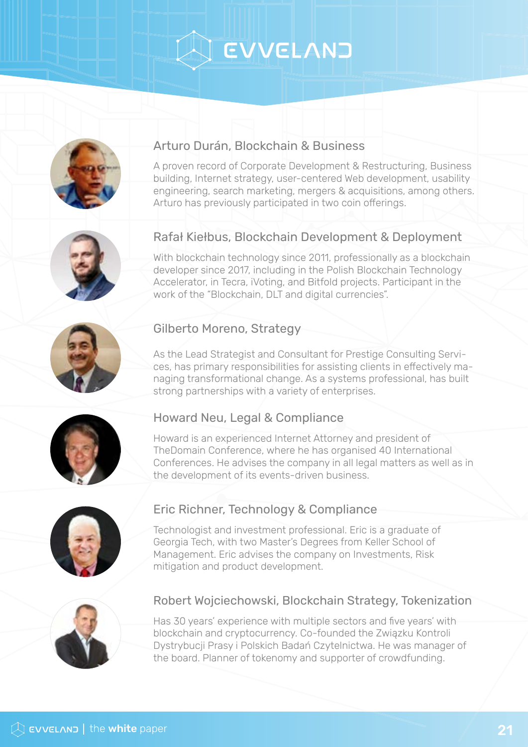### Arturo Durán, Blockchain & Business

A proven record of Corporate Development & Restructuring, Business building, Internet strategy, user-centered Web development, usability engineering, search marketing, mergers & acquisitions, among others. Arturo has previously participated in two coin offerings.

### Rafał Kiełbus, Blockchain Development & Deployment

With blockchain technology since 2011, professionally as a blockchain developer since 2017, including in the Polish Blockchain Technology Accelerator, in Tecra, iVoting, and Bitfold projects. Participant in the work of the "Blockchain, DLT and digital currencies".

### Gilberto Moreno, Strategy

As the Lead Strategist and Consultant for Prestige Consulting Services, has primary responsibilities for assisting clients in effectively managing transformational change. As a systems professional, has built strong partnerships with a variety of enterprises.

### Howard Neu, Legal & Compliance

Howard is an experienced Internet Attorney and president of TheDomain Conference, where he has organised 40 International Conferences. He advises the company in all legal matters as well as in the development of its events-driven business.

### Eric Richner, Technology & Compliance

Technologist and investment professional. Eric is a graduate of Georgia Tech, with two Master's Degrees from Keller School of Management. Eric advises the company on Investments, Risk mitigation and product development.

### Robert Wojciechowski, Blockchain Strategy, Tokenization

Has 30 years' experience with multiple sectors and five years' with blockchain and cryptocurrency. Co-founded the Związku Kontroli Dystrybucji Prasy i Polskich Badań Czytelnictwa. He was manager of the board. Planner of tokenomy and supporter of crowdfunding.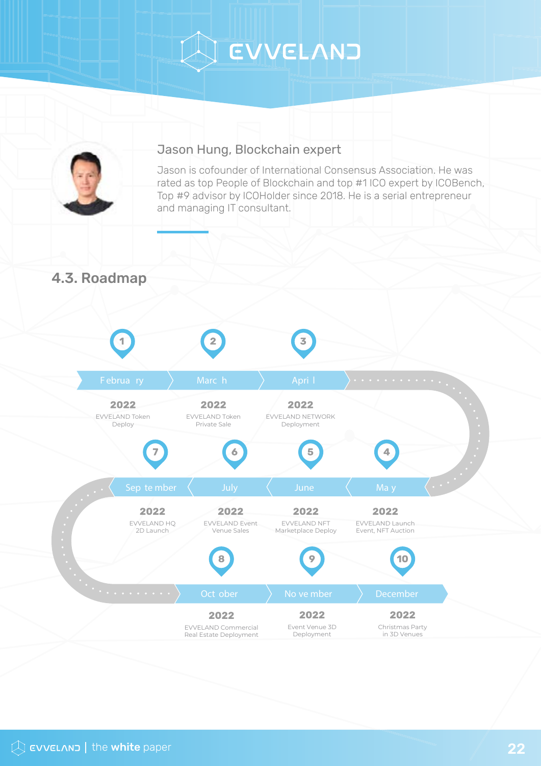### Jason Hung, Blockchain expert

Jason is cofounder of International Consensus Association. He was rated as top People of Blockchain and top #1 ICO expert by ICOBench, Top #9 advisor by ICOHolder since 2018. He is a serial entrepreneur and managing IT consultant.

## 4.3. Roadmap

1. **February 2022** – EVVELAND Token Deploy
2. **March 2022** – EVVELAND Token Private Sale
3. **April 2022** – EVVELAND NETWORK Deployment
4. **May 2022** – EVVELAND Launch Event, NFT Auction
5. **June 2022** – EVVELAND NFT Marketplace Deploy
6. **July 2022** – EVVELAND Event Venue Sales
7. **September 2022** – EVVELAND HQ 2D Launch
8. **October 2022** – EVVELAND Commercial Real Estate Deployment
9. **November 2022** – Event Venue 3D Deployment
10. **December 2022** – Christmas Party in 3D Venues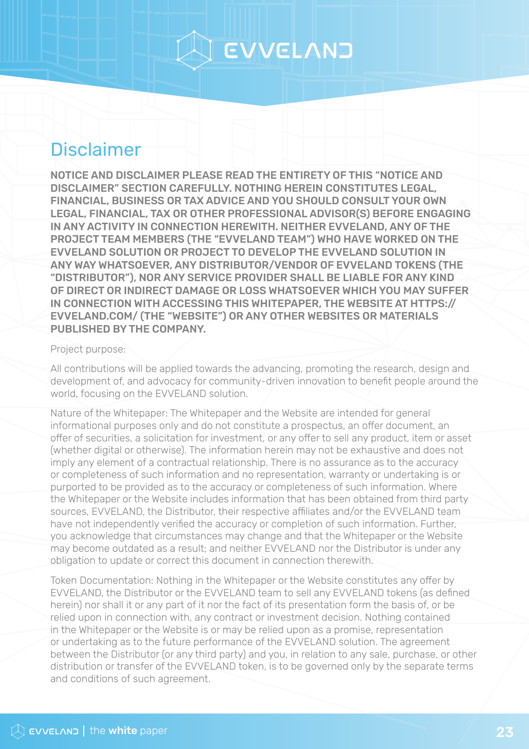# Disclaimer

**NOTICE AND DISCLAIMER PLEASE READ THE ENTIRETY OF THIS "NOTICE AND DISCLAIMER" SECTION CAREFULLY. NOTHING HEREIN CONSTITUTES LEGAL, FINANCIAL, BUSINESS OR TAX ADVICE AND YOU SHOULD CONSULT YOUR OWN LEGAL, FINANCIAL, TAX OR OTHER PROFESSIONAL ADVISOR(S) BEFORE ENGAGING IN ANY ACTIVITY IN CONNECTION HEREWITH. NEITHER EVVELAND, ANY OF THE PROJECT TEAM MEMBERS (THE "EVVELAND TEAM") WHO HAVE WORKED ON THE EVVELAND SOLUTION OR PROJECT TO DEVELOP THE EVVELAND SOLUTION IN ANY WAY WHATSOEVER, ANY DISTRIBUTOR/VENDOR OF EVVELAND TOKENS (THE "DISTRIBUTOR"), NOR ANY SERVICE PROVIDER SHALL BE LIABLE FOR ANY KIND OF DIRECT OR INDIRECT DAMAGE OR LOSS WHATSOEVER WHICH YOU MAY SUFFER IN CONNECTION WITH ACCESSING THIS WHITEPAPER, THE WEBSITE AT HTTPS://EVVELAND.COM/ (THE "WEBSITE") OR ANY OTHER WEBSITES OR MATERIALS PUBLISHED BY THE COMPANY.**

Project purpose:

All contributions will be applied towards the advancing, promoting the research, design and development of, and advocacy for community-driven innovation to benefit people around the world, focusing on the EVVELAND solution.

Nature of the Whitepaper: The Whitepaper and the Website are intended for general informational purposes only and do not constitute a prospectus, an offer document, an offer of securities, a solicitation for investment, or any offer to sell any product, item or asset (whether digital or otherwise). The information herein may not be exhaustive and does not imply any element of a contractual relationship. There is no assurance as to the accuracy or completeness of such information and no representation, warranty or undertaking is or purported to be provided as to the accuracy or completeness of such information. Where the Whitepaper or the Website includes information that has been obtained from third party sources, EVVELAND, the Distributor, their respective affiliates and/or the EVVELAND team have not independently verified the accuracy or completion of such information. Further, you acknowledge that circumstances may change and that the Whitepaper or the Website may become outdated as a result; and neither EVVELAND nor the Distributor is under any obligation to update or correct this document in connection therewith.

Token Documentation: Nothing in the Whitepaper or the Website constitutes any offer by EVVELAND, the Distributor or the EVVELAND team to sell any EVVELAND tokens (as defined herein) nor shall it or any part of it nor the fact of its presentation form the basis of, or be relied upon in connection with, any contract or investment decision. Nothing contained in the Whitepaper or the Website is or may be relied upon as a promise, representation or undertaking as to the future performance of the EVVELAND solution. The agreement between the Distributor (or any third party) and you, in relation to any sale, purchase, or other distribution or transfer of the EVVELAND token, is to be governed only by the separate terms and conditions of such agreement.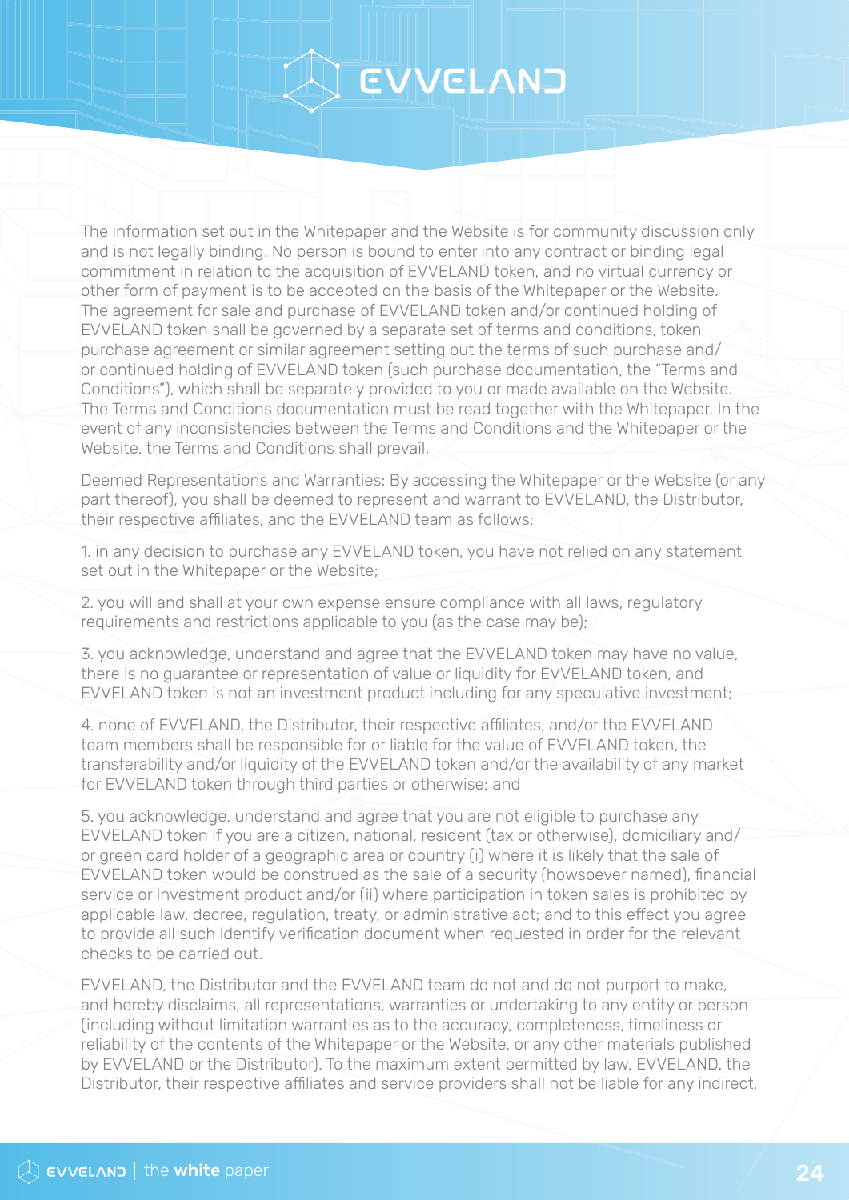The information set out in the Whitepaper and the Website is for community discussion only and is not legally binding. No person is bound to enter into any contract or binding legal commitment in relation to the acquisition of EVVELAND token, and no virtual currency or other form of payment is to be accepted on the basis of the Whitepaper or the Website. The agreement for sale and purchase of EVVELAND token and/or continued holding of EVVELAND token shall be governed by a separate set of terms and conditions, token purchase agreement or similar agreement setting out the terms of such purchase and/or continued holding of EVVELAND token (such purchase documentation, the "Terms and Conditions"), which shall be separately provided to you or made available on the Website. The Terms and Conditions documentation must be read together with the Whitepaper. In the event of any inconsistencies between the Terms and Conditions and the Whitepaper or the Website, the Terms and Conditions shall prevail.

Deemed Representations and Warranties: By accessing the Whitepaper or the Website (or any part thereof), you shall be deemed to represent and warrant to EVVELAND, the Distributor, their respective affiliates, and the EVVELAND team as follows:

1. in any decision to purchase any EVVELAND token, you have not relied on any statement set out in the Whitepaper or the Website;

2. you will and shall at your own expense ensure compliance with all laws, regulatory requirements and restrictions applicable to you (as the case may be);

3. you acknowledge, understand and agree that the EVVELAND token may have no value, there is no guarantee or representation of value or liquidity for EVVELAND token, and EVVELAND token is not an investment product including for any speculative investment;

4. none of EVVELAND, the Distributor, their respective affiliates, and/or the EVVELAND team members shall be responsible for or liable for the value of EVVELAND token, the transferability and/or liquidity of the EVVELAND token and/or the availability of any market for EVVELAND token through third parties or otherwise; and

5. you acknowledge, understand and agree that you are not eligible to purchase any EVVELAND token if you are a citizen, national, resident (tax or otherwise), domiciliary and/or green card holder of a geographic area or country (i) where it is likely that the sale of EVVELAND token would be construed as the sale of a security (howsoever named), financial service or investment product and/or (ii) where participation in token sales is prohibited by applicable law, decree, regulation, treaty, or administrative act; and to this effect you agree to provide all such identify verification document when requested in order for the relevant checks to be carried out.

EVVELAND, the Distributor and the EVVELAND team do not and do not purport to make, and hereby disclaims, all representations, warranties or undertaking to any entity or person (including without limitation warranties as to the accuracy, completeness, timeliness or reliability of the contents of the Whitepaper or the Website, or any other materials published by EVVELAND or the Distributor). To the maximum extent permitted by law, EVVELAND, the Distributor, their respective affiliates and service providers shall not be liable for any indirect,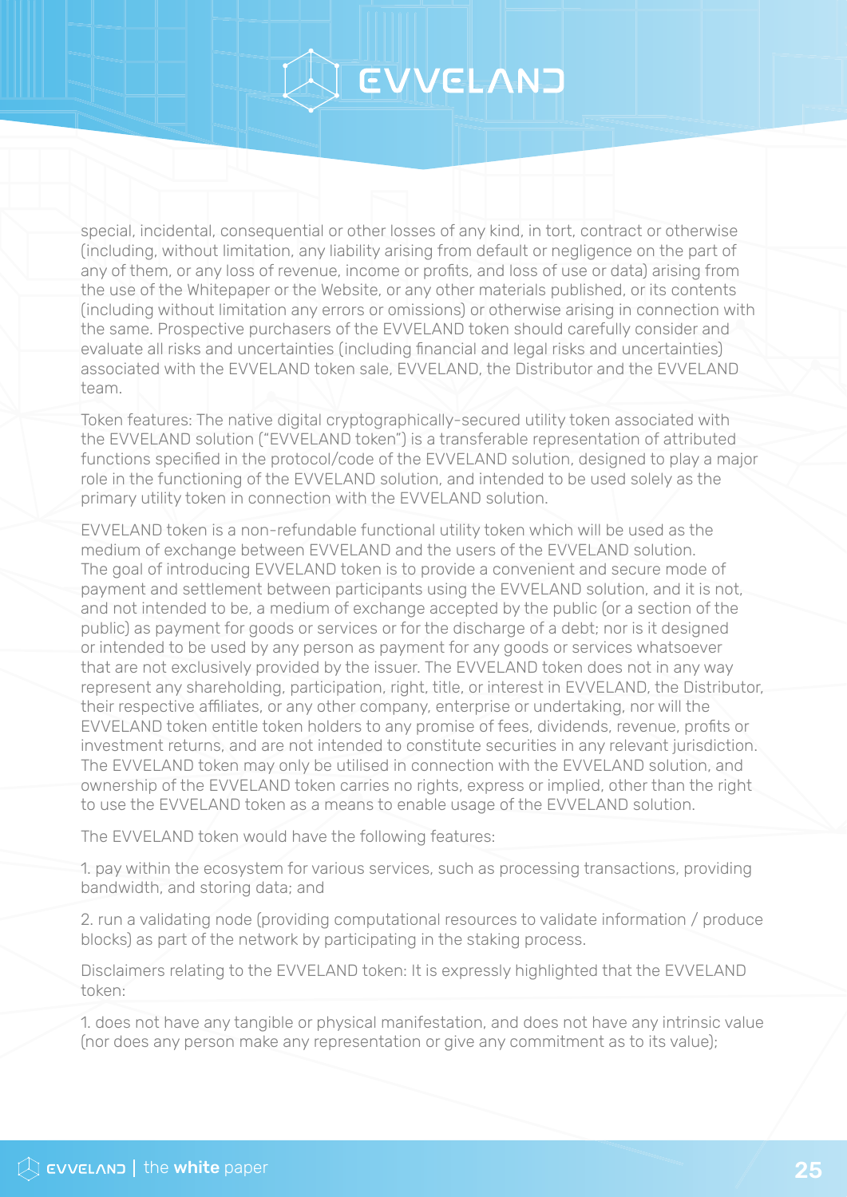special, incidental, consequential or other losses of any kind, in tort, contract or otherwise (including, without limitation, any liability arising from default or negligence on the part of any of them, or any loss of revenue, income or profits, and loss of use or data) arising from the use of the Whitepaper or the Website, or any other materials published, or its contents (including without limitation any errors or omissions) or otherwise arising in connection with the same. Prospective purchasers of the EVVELAND token should carefully consider and evaluate all risks and uncertainties (including financial and legal risks and uncertainties) associated with the EVVELAND token sale, EVVELAND, the Distributor and the EVVELAND team.

Token features: The native digital cryptographically-secured utility token associated with the EVVELAND solution ("EVVELAND token") is a transferable representation of attributed functions specified in the protocol/code of the EVVELAND solution, designed to play a major role in the functioning of the EVVELAND solution, and intended to be used solely as the primary utility token in connection with the EVVELAND solution.

EVVELAND token is a non-refundable functional utility token which will be used as the medium of exchange between EVVELAND and the users of the EVVELAND solution. The goal of introducing EVVELAND token is to provide a convenient and secure mode of payment and settlement between participants using the EVVELAND solution, and it is not, and not intended to be, a medium of exchange accepted by the public (or a section of the public) as payment for goods or services or for the discharge of a debt; nor is it designed or intended to be used by any person as payment for any goods or services whatsoever that are not exclusively provided by the issuer. The EVVELAND token does not in any way represent any shareholding, participation, right, title, or interest in EVVELAND, the Distributor, their respective affiliates, or any other company, enterprise or undertaking, nor will the EVVELAND token entitle token holders to any promise of fees, dividends, revenue, profits or investment returns, and are not intended to constitute securities in any relevant jurisdiction. The EVVELAND token may only be utilised in connection with the EVVELAND solution, and ownership of the EVVELAND token carries no rights, express or implied, other than the right to use the EVVELAND token as a means to enable usage of the EVVELAND solution.

The EVVELAND token would have the following features:

1. pay within the ecosystem for various services, such as processing transactions, providing bandwidth, and storing data; and

2. run a validating node (providing computational resources to validate information / produce blocks) as part of the network by participating in the staking process.

Disclaimers relating to the EVVELAND token: It is expressly highlighted that the EVVELAND token:

1. does not have any tangible or physical manifestation, and does not have any intrinsic value (nor does any person make any representation or give any commitment as to its value);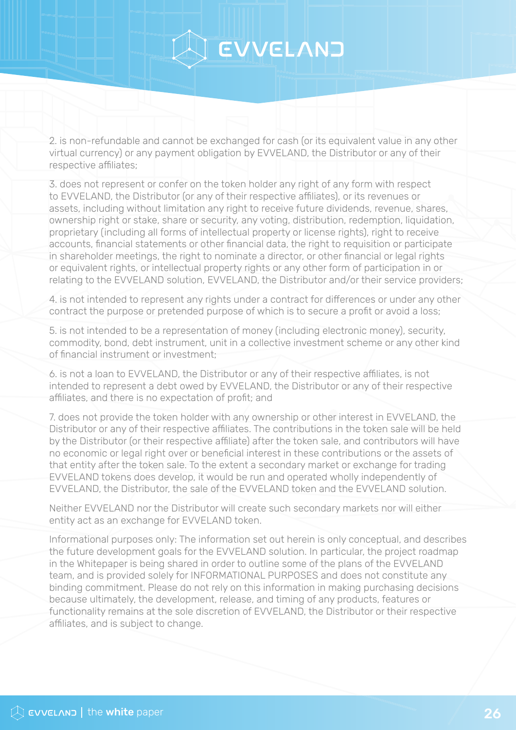2. is non-refundable and cannot be exchanged for cash (or its equivalent value in any other virtual currency) or any payment obligation by EVVELAND, the Distributor or any of their respective affiliates;

3. does not represent or confer on the token holder any right of any form with respect to EVVELAND, the Distributor (or any of their respective affiliates), or its revenues or assets, including without limitation any right to receive future dividends, revenue, shares, ownership right or stake, share or security, any voting, distribution, redemption, liquidation, proprietary (including all forms of intellectual property or license rights), right to receive accounts, financial statements or other financial data, the right to requisition or participate in shareholder meetings, the right to nominate a director, or other financial or legal rights or equivalent rights, or intellectual property rights or any other form of participation in or relating to the EVVELAND solution, EVVELAND, the Distributor and/or their service providers;

4. is not intended to represent any rights under a contract for differences or under any other contract the purpose or pretended purpose of which is to secure a profit or avoid a loss;

5. is not intended to be a representation of money (including electronic money), security, commodity, bond, debt instrument, unit in a collective investment scheme or any other kind of financial instrument or investment;

6. is not a loan to EVVELAND, the Distributor or any of their respective affiliates, is not intended to represent a debt owed by EVVELAND, the Distributor or any of their respective affiliates, and there is no expectation of profit; and

7. does not provide the token holder with any ownership or other interest in EVVELAND, the Distributor or any of their respective affiliates. The contributions in the token sale will be held by the Distributor (or their respective affiliate) after the token sale, and contributors will have no economic or legal right over or beneficial interest in these contributions or the assets of that entity after the token sale. To the extent a secondary market or exchange for trading EVVELAND tokens does develop, it would be run and operated wholly independently of EVVELAND, the Distributor, the sale of the EVVELAND token and the EVVELAND solution.

Neither EVVELAND nor the Distributor will create such secondary markets nor will either entity act as an exchange for EVVELAND token.

Informational purposes only: The information set out herein is only conceptual, and describes the future development goals for the EVVELAND solution. In particular, the project roadmap in the Whitepaper is being shared in order to outline some of the plans of the EVVELAND team, and is provided solely for INFORMATIONAL PURPOSES and does not constitute any binding commitment. Please do not rely on this information in making purchasing decisions because ultimately, the development, release, and timing of any products, features or functionality remains at the sole discretion of EVVELAND, the Distributor or their respective affiliates, and is subject to change.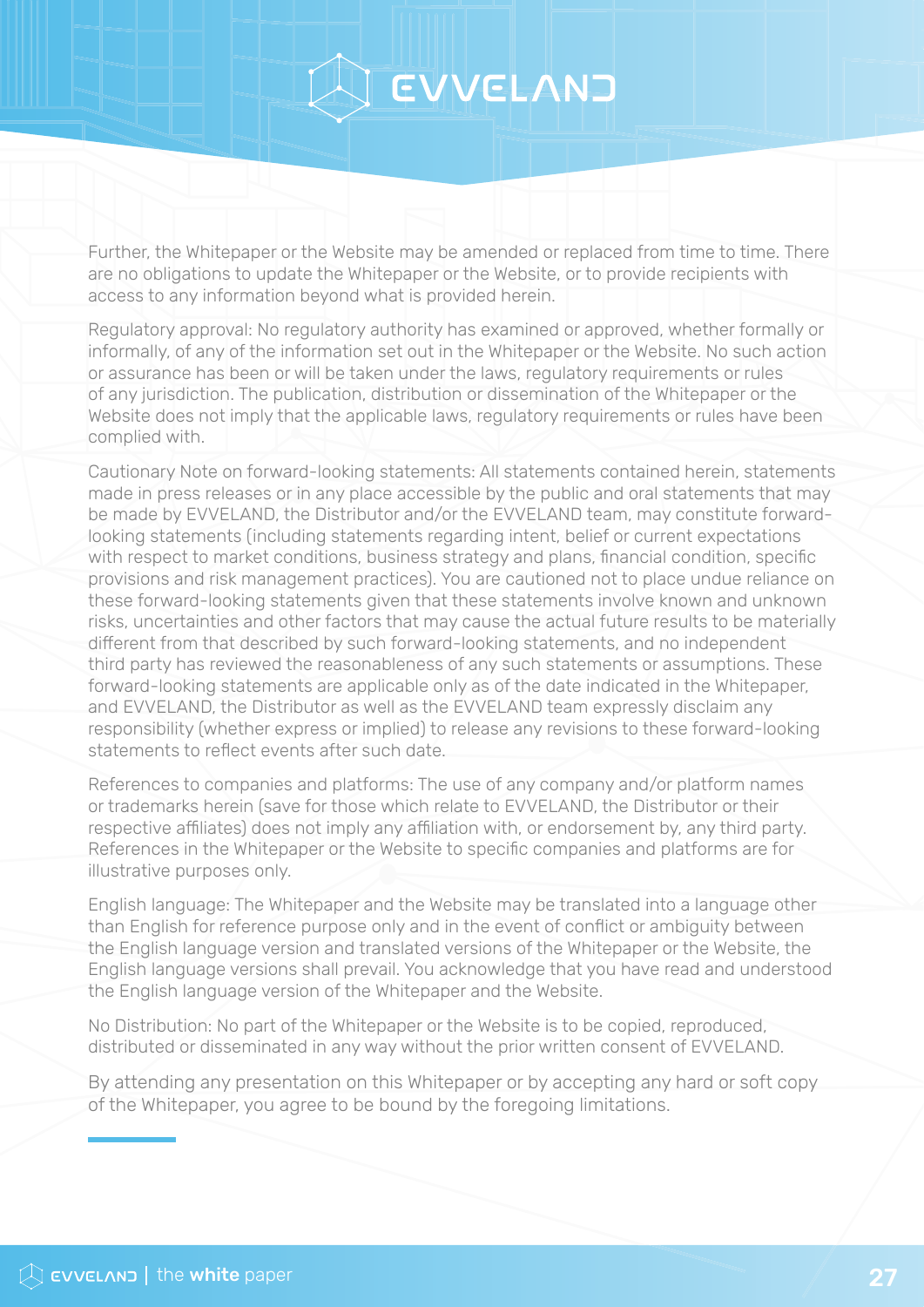Further, the Whitepaper or the Website may be amended or replaced from time to time. There are no obligations to update the Whitepaper or the Website, or to provide recipients with access to any information beyond what is provided herein.

Regulatory approval: No regulatory authority has examined or approved, whether formally or informally, of any of the information set out in the Whitepaper or the Website. No such action or assurance has been or will be taken under the laws, regulatory requirements or rules of any jurisdiction. The publication, distribution or dissemination of the Whitepaper or the Website does not imply that the applicable laws, regulatory requirements or rules have been complied with.

Cautionary Note on forward-looking statements: All statements contained herein, statements made in press releases or in any place accessible by the public and oral statements that may be made by EVVELAND, the Distributor and/or the EVVELAND team, may constitute forward-looking statements (including statements regarding intent, belief or current expectations with respect to market conditions, business strategy and plans, financial condition, specific provisions and risk management practices). You are cautioned not to place undue reliance on these forward-looking statements given that these statements involve known and unknown risks, uncertainties and other factors that may cause the actual future results to be materially different from that described by such forward-looking statements, and no independent third party has reviewed the reasonableness of any such statements or assumptions. These forward-looking statements are applicable only as of the date indicated in the Whitepaper, and EVVELAND, the Distributor as well as the EVVELAND team expressly disclaim any responsibility (whether express or implied) to release any revisions to these forward-looking statements to reflect events after such date.

References to companies and platforms: The use of any company and/or platform names or trademarks herein (save for those which relate to EVVELAND, the Distributor or their respective affiliates) does not imply any affiliation with, or endorsement by, any third party. References in the Whitepaper or the Website to specific companies and platforms are for illustrative purposes only.

English language: The Whitepaper and the Website may be translated into a language other than English for reference purpose only and in the event of conflict or ambiguity between the English language version and translated versions of the Whitepaper or the Website, the English language versions shall prevail. You acknowledge that you have read and understood the English language version of the Whitepaper and the Website.

No Distribution: No part of the Whitepaper or the Website is to be copied, reproduced, distributed or disseminated in any way without the prior written consent of EVVELAND.

By attending any presentation on this Whitepaper or by accepting any hard or soft copy of the Whitepaper, you agree to be bound by the foregoing limitations.